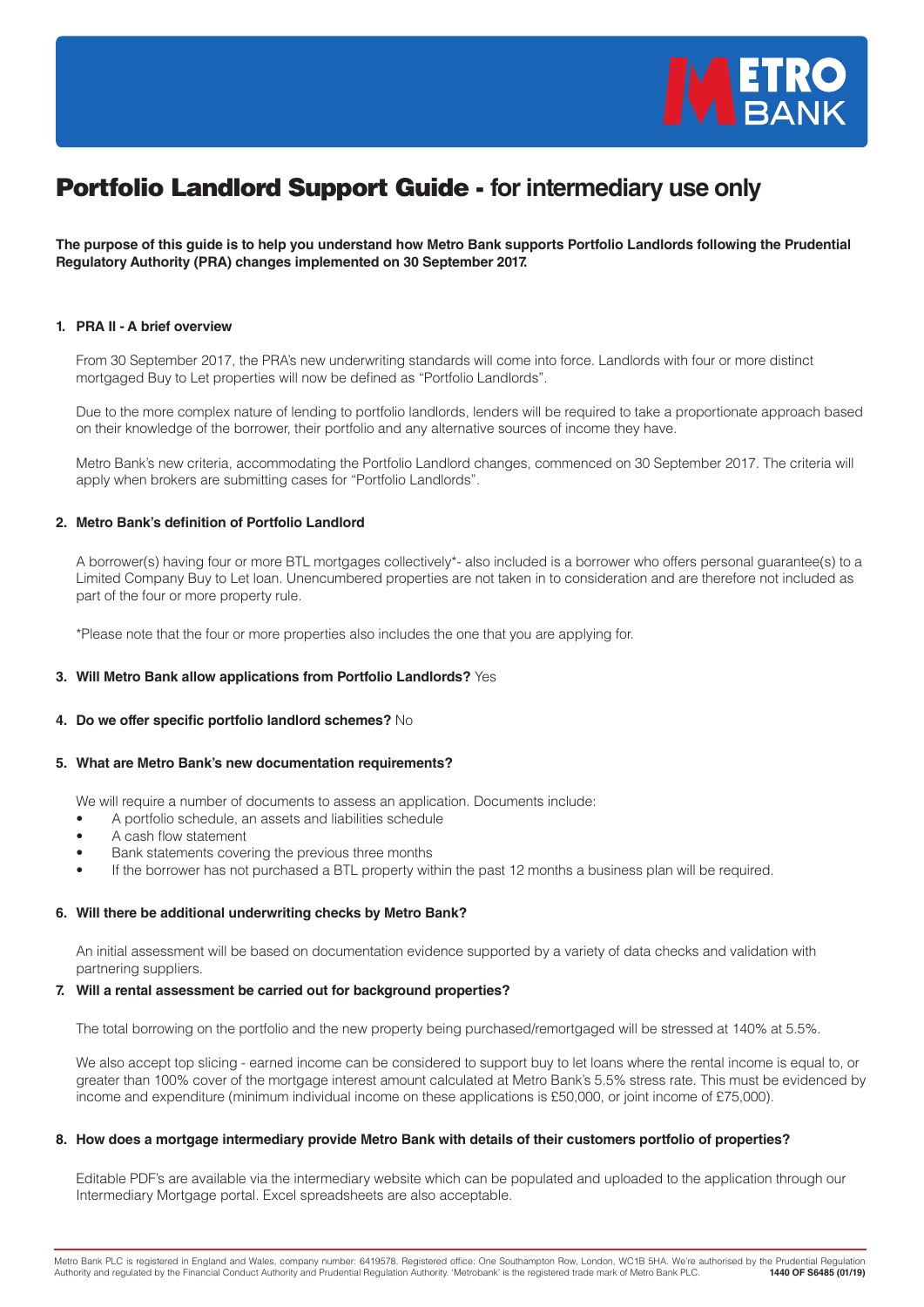# Portfolio Landlord Support Guide - for intermediary use only

**The purpose of this guide is to help you understand how Metro Bank supports Portfolio Landlords following the Prudential Regulatory Authority (PRA) changes implemented on 30 September 2017.**

### 1. PRA II - A brief overview

From 30 September 2017, the PRA's new underwriting standards will come into force. Landlords with four or more distinct mortgaged Buy to Let properties will now be defined as "Portfolio Landlords".

Due to the more complex nature of lending to portfolio landlords, lenders will be required to take a proportionate approach based on their knowledge of the borrower, their portfolio and any alternative sources of income they have.

Metro Bank's new criteria, accommodating the Portfolio Landlord changes, commenced on 30 September 2017. The criteria will apply when brokers are submitting cases for "Portfolio Landlords".

### 2. Metro Bank's definition of Portfolio Landlord

A borrower(s) having four or more BTL mortgages collectively*- also included is a borrower who offers personal guarantee(s) to a Limited Company Buy to Let loan. Unencumbered properties are not taken in to consideration and are therefore not included as part of the four or more property rule.

*Please note that the four or more properties also includes the one that you are applying for.

### 3. Will Metro Bank allow applications from Portfolio Landlords? Yes

### 4. Do we offer specific portfolio landlord schemes? No

### 5. What are Metro Bank's new documentation requirements?

We will require a number of documents to assess an application. Documents include:

- A portfolio schedule, an assets and liabilities schedule
- A cash flow statement
- Bank statements covering the previous three months
- If the borrower has not purchased a BTL property within the past 12 months a business plan will be required.

### 6. Will there be additional underwriting checks by Metro Bank?

An initial assessment will be based on documentation evidence supported by a variety of data checks and validation with partnering suppliers.

### 7. Will a rental assessment be carried out for background properties?

The total borrowing on the portfolio and the new property being purchased/remortgaged will be stressed at 140% at 5.5%.

We also accept top slicing - earned income can be considered to support buy to let loans where the rental income is equal to, or greater than 100% cover of the mortgage interest amount calculated at Metro Bank's 5.5% stress rate. This must be evidenced by income and expenditure (minimum individual income on these applications is £50,000, or joint income of £75,000).

### 8. How does a mortgage intermediary provide Metro Bank with details of their customers portfolio of properties?

Editable PDF's are available via the intermediary website which can be populated and uploaded to the application through our Intermediary Mortgage portal. Excel spreadsheets are also acceptable.

Metro Bank PLC is registered in England and Wales, company number: 6419578. Registered office: One Southampton Row, London, WC1B 5HA. We're authorised by the Prudential Regulation Authority and regulated by the Financial Conduct Authority and Prudential Regulation Authority. 'Metrobank' is the registered trade mark of Metro Bank PLC. **1440 OF S6485 (01/19)**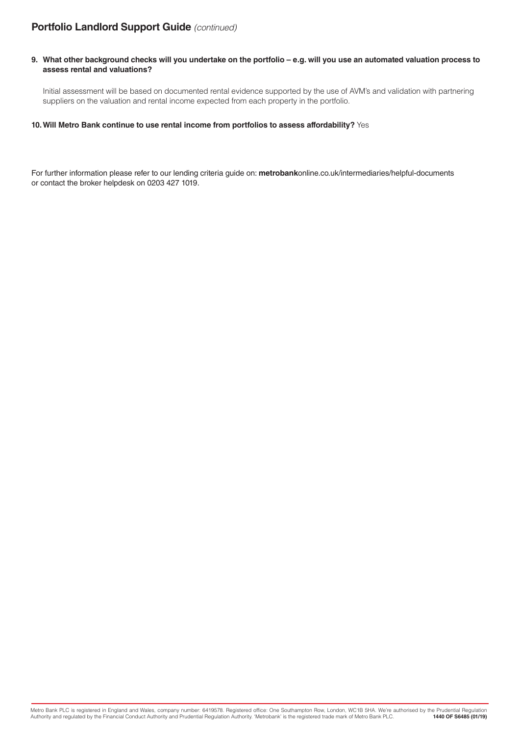## Portfolio Landlord Support Guide *(continued)*

**9. What other background checks will you undertake on the portfolio – e.g. will you use an automated valuation process to assess rental and valuations?**

Initial assessment will be based on documented rental evidence supported by the use of AVM's and validation with partnering suppliers on the valuation and rental income expected from each property in the portfolio.

**10. Will Metro Bank continue to use rental income from portfolios to assess affordability?** Yes

For further information please refer to our lending criteria guide on: **metrobank**online.co.uk/intermediaries/helpful-documents or contact the broker helpdesk on 0203 427 1019.

Metro Bank PLC is registered in England and Wales, company number: 6419578. Registered office: One Southampton Row, London, WC1B 5HA. We're authorised by the Prudential Regulation Authority and regulated by the Financial Conduct Authority and Prudential Regulation Authority. 'Metrobank' is the registered trade mark of Metro Bank PLC. **1440 OF S6485 (01/19)**